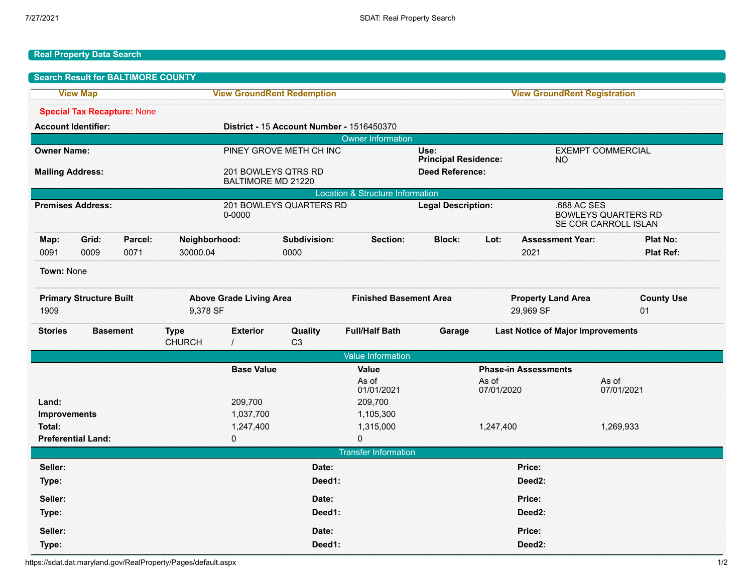## Real Property Data Search

## Search Result for BALTIMORE COUNTY

View Map | View GroundRent Redemption | View GroundRent Registration

**Special Tax Recapture:** None

**Account Identifier:** **District -** 15 **Account Number -** 1516450370

### Owner Information

| | | | |
|---|---|---|---|
| **Owner Name:** | PINEY GROVE METH CH INC | **Use:**<br>**Principal Residence:** | EXEMPT COMMERCIAL<br>NO |
| **Mailing Address:** | 201 BOWLEYS QTRS RD<br>BALTIMORE MD 21220 | **Deed Reference:** | |

### Location & Structure Information

| | | | |
|---|---|---|---|
| **Premises Address:** | 201 BOWLEYS QUARTERS RD<br>0-0000 | **Legal Description:** | .688 AC SES<br>BOWLEYS QUARTERS RD<br>SE COR CARROLL ISLAN |

| Map: | Grid: | Parcel: | Neighborhood: | Subdivision: | Section: | Block: | Lot: | Assessment Year: | Plat No: |
|---|---|---|---|---|---|---|---|---|---|
| 0091 | 0009 | 0071 | 30000.04 | 0000 | | | | 2021 | **Plat Ref:** |

**Town:** None

| Primary Structure Built | Above Grade Living Area | Finished Basement Area | Property Land Area | County Use |
|---|---|---|---|---|
| 1909 | 9,378 SF | | 29,969 SF | 01 |

| Stories | Basement | Type | Exterior | Quality | Full/Half Bath | Garage | Last Notice of Major Improvements |
|---|---|---|---|---|---|---|---|
| | | CHURCH | / | C3 | | | |

### Value Information

| | Base Value | Value | Phase-in Assessments | |
|---|---|---|---|---|
| | | As of 01/01/2021 | As of 07/01/2020 | As of 07/01/2021 |
| **Land:** | 209,700 | 209,700 | | |
| **Improvements** | 1,037,700 | 1,105,300 | | |
| **Total:** | 1,247,400 | 1,315,000 | 1,247,400 | 1,269,933 |
| **Preferential Land:** | 0 | 0 | | |

### Transfer Information

| | | |
|---|---|---|
| **Seller:** | **Date:** | **Price:** |
| **Type:** | **Deed1:** | **Deed2:** |
| **Seller:** | **Date:** | **Price:** |
| **Type:** | **Deed1:** | **Deed2:** |
| **Seller:** | **Date:** | **Price:** |
| **Type:** | **Deed1:** | **Deed2:** |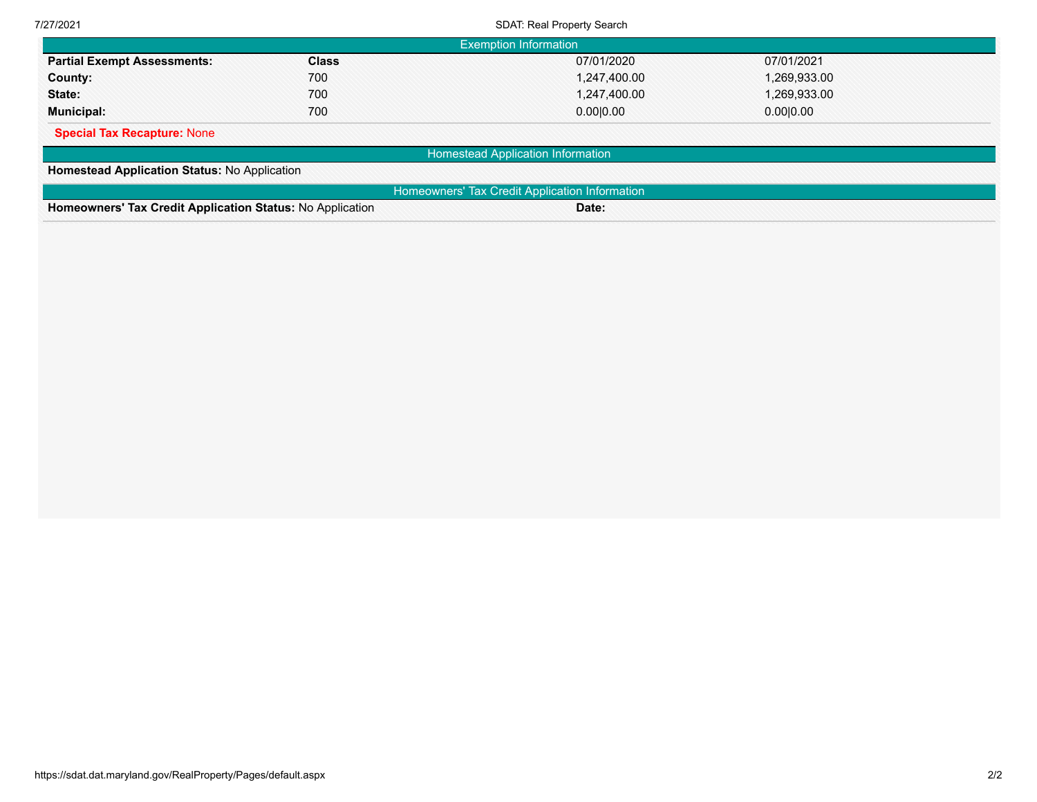## Exemption Information

| Partial Exempt Assessments: | Class | 07/01/2020 | 07/01/2021 |
| --- | --- | --- | --- |
| County: | 700 | 1,247,400.00 | 1,269,933.00 |
| State: | 700 | 1,247,400.00 | 1,269,933.00 |
| Municipal: | 700 | 0.00|0.00 | 0.00|0.00 |

**Special Tax Recapture:** None

## Homestead Application Information

**Homestead Application Status:** No Application

## Homeowners' Tax Credit Application Information

**Homeowners' Tax Credit Application Status:** No Application **Date:**